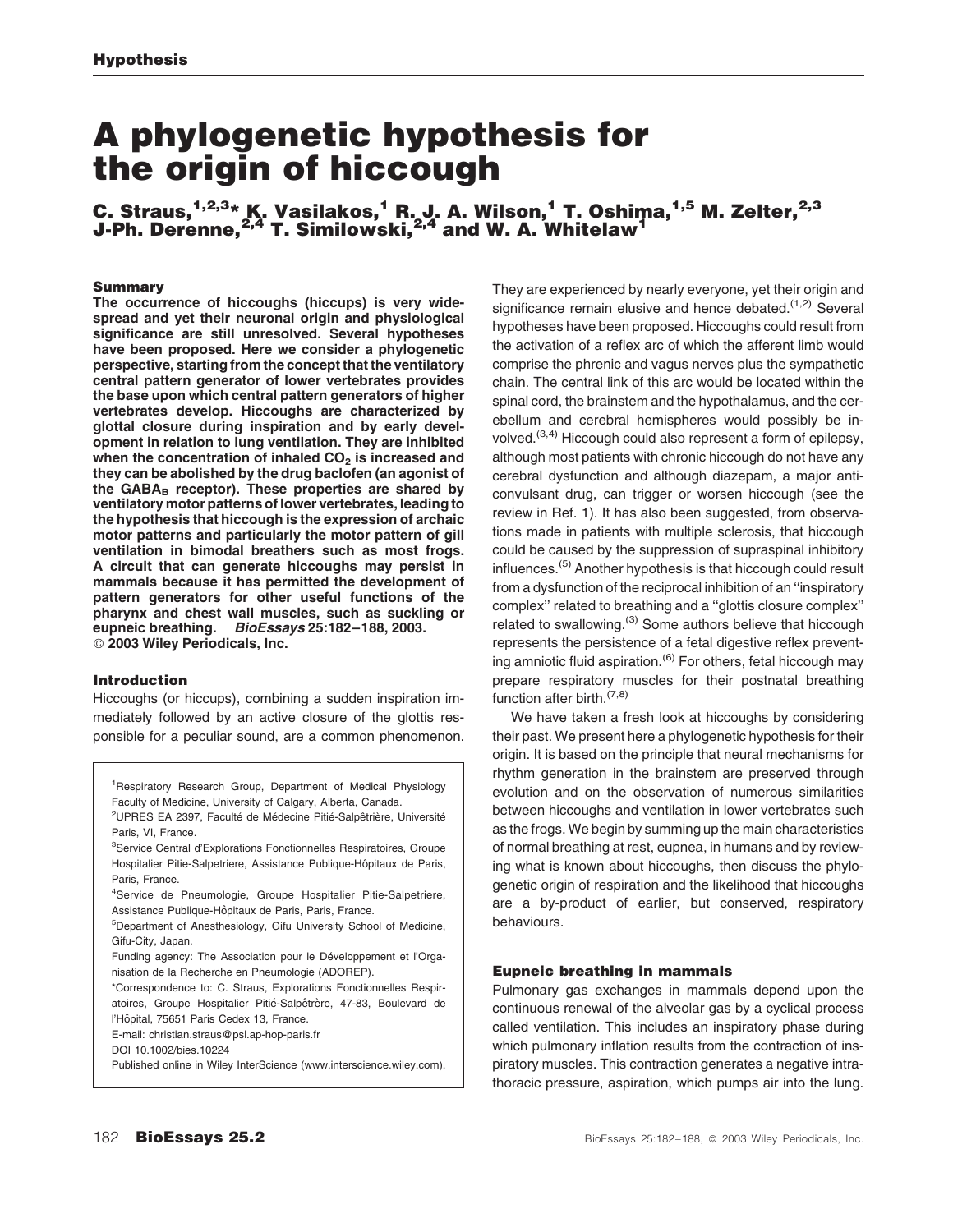Hypothesis

# A phylogenetic hypothesis for the origin of hiccough

**C. Straus,[1,2,3]* K. Vasilakos,[1] R. J. A. Wilson,[1] T. Oshima,[1,5] M. Zelter,[2,3] J-Ph. Derenne,[2,4] T. Similowski,[2,4] and W. A. Whitelaw[1]**

### Summary

**The occurrence of hiccoughs (hiccups) is very widespread and yet their neuronal origin and physiological significance are still unresolved. Several hypotheses have been proposed. Here we consider a phylogenetic perspective, starting from the concept that the ventilatory central pattern generator of lower vertebrates provides the base upon which central pattern generators of higher vertebrates develop. Hiccoughs are characterized by glottal closure during inspiration and by early development in relation to lung ventilation. They are inhibited when the concentration of inhaled $CO_2$ is increased and they can be abolished by the drug baclofen (an agonist of the $GABA_B$ receptor). These properties are shared by ventilatory motor patterns of lower vertebrates, leading to the hypothesis that hiccough is the expression of archaic motor patterns and particularly the motor pattern of gill ventilation in bimodal breathers such as most frogs. A circuit that can generate hiccoughs may persist in mammals because it has permitted the development of pattern generators for other useful functions of the pharynx and chest wall muscles, such as suckling or eupneic breathing.** ***BioEssays* 25:182–188, 2003.** **© 2003 Wiley Periodicals, Inc.**

### Introduction

Hiccoughs (or hiccups), combining a sudden inspiration immediately followed by an active closure of the glottis responsible for a peculiar sound, are a common phenomenon. They are experienced by nearly everyone, yet their origin and significance remain elusive and hence debated.[1,2] Several hypotheses have been proposed. Hiccoughs could result from the activation of a reflex arc of which the afferent limb would comprise the phrenic and vagus nerves plus the sympathetic chain. The central link of this arc would be located within the spinal cord, the brainstem and the hypothalamus, and the cerebellum and cerebral hemispheres would possibly be involved.[3,4] Hiccough could also represent a form of epilepsy, although most patients with chronic hiccough do not have any cerebral dysfunction and although diazepam, a major anticonvulsant drug, can trigger or worsen hiccough (see the review in Ref. 1). It has also been suggested, from observations made in patients with multiple sclerosis, that hiccough could be caused by the suppression of supraspinal inhibitory influences.[5] Another hypothesis is that hiccough could result from a dysfunction of the reciprocal inhibition of an "inspiratory complex" related to breathing and a "glottis closure complex" related to swallowing.[3] Some authors believe that hiccough represents the persistence of a fetal digestive reflex preventing amniotic fluid aspiration.[6] For others, fetal hiccough may prepare respiratory muscles for their postnatal breathing function after birth.[7,8]

We have taken a fresh look at hiccoughs by considering their past. We present here a phylogenetic hypothesis for their origin. It is based on the principle that neural mechanisms for rhythm generation in the brainstem are preserved through evolution and on the observation of numerous similarities between hiccoughs and ventilation in lower vertebrates such as the frogs. We begin by summing up the main characteristics of normal breathing at rest, eupnea, in humans and by reviewing what is known about hiccoughs, then discuss the phylogenetic origin of respiration and the likelihood that hiccoughs are a by-product of earlier, but conserved, respiratory behaviours.

### Eupneic breathing in mammals

Pulmonary gas exchanges in mammals depend upon the continuous renewal of the alveolar gas by a cyclical process called ventilation. This includes an inspiratory phase during which pulmonary inflation results from the contraction of inspiratory muscles. This contraction generates a negative intrathoracic pressure, aspiration, which pumps air into the lung.

[1]Respiratory Research Group, Department of Medical Physiology Faculty of Medicine, University of Calgary, Alberta, Canada.
[2]UPRES EA 2397, Faculté de Médecine Pitié-Salpêtrière, Université Paris, VI, France.
[3]Service Central d'Explorations Fonctionnelles Respiratoires, Groupe Hospitalier Pitie-Salpetriere, Assistance Publique-Hôpitaux de Paris, Paris, France.
[4]Service de Pneumologie, Groupe Hospitalier Pitie-Salpetriere, Assistance Publique-Hôpitaux de Paris, Paris, France.
[5]Department of Anesthesiology, Gifu University School of Medicine, Gifu-City, Japan.
Funding agency: The Association pour le Développement et l'Organisation de la Recherche en Pneumologie (ADOREP).
*Correspondence to: C. Straus, Explorations Fonctionnelles Respiratoires, Groupe Hospitalier Pitié-Salpêtrère, 47-83, Boulevard de l'Hôpital, 75651 Paris Cedex 13, France.
E-mail: christian.straus@psl.ap-hop-paris.fr
DOI 10.1002/bies.10224
Published online in Wiley InterScience (www.interscience.wiley.com).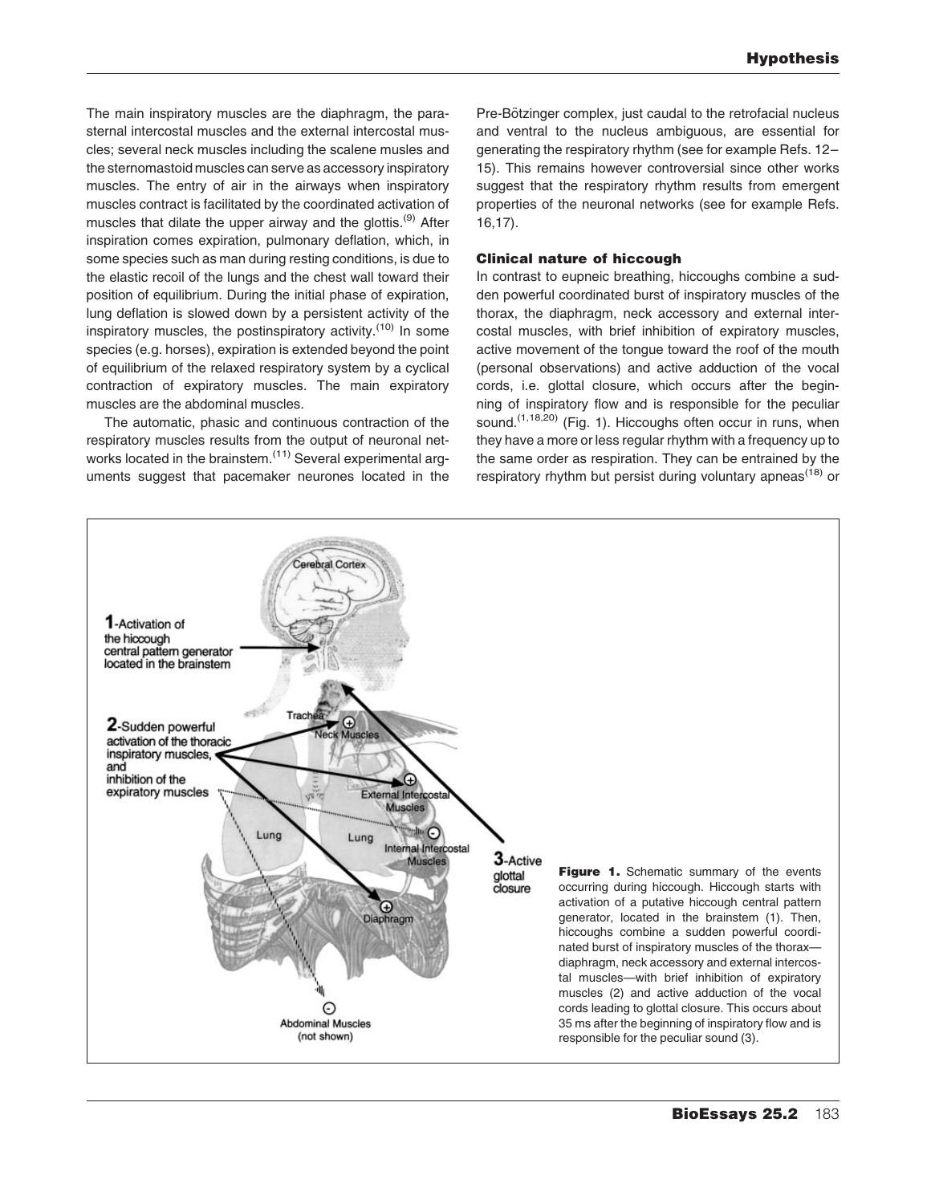The main inspiratory muscles are the diaphragm, the parasternal intercostal muscles and the external intercostal muscles; several neck muscles including the scalene musles and the sternomastoid muscles can serve as accessory inspiratory muscles. The entry of air in the airways when inspiratory muscles contract is facilitated by the coordinated activation of muscles that dilate the upper airway and the glottis.[9] After inspiration comes expiration, pulmonary deflation, which, in some species such as man during resting conditions, is due to the elastic recoil of the lungs and the chest wall toward their position of equilibrium. During the initial phase of expiration, lung deflation is slowed down by a persistent activity of the inspiratory muscles, the postinspiratory activity.[10] In some species (e.g. horses), expiration is extended beyond the point of equilibrium of the relaxed respiratory system by a cyclical contraction of expiratory muscles. The main expiratory muscles are the abdominal muscles.

The automatic, phasic and continuous contraction of the respiratory muscles results from the output of neuronal networks located in the brainstem.[11] Several experimental arguments suggest that pacemaker neurones located in the Pre-Bötzinger complex, just caudal to the retrofacial nucleus and ventral to the nucleus ambiguous, are essential for generating the respiratory rhythm (see for example Refs. 12–15). This remains however controversial since other works suggest that the respiratory rhythm results from emergent properties of the neuronal networks (see for example Refs. 16,17).

### Clinical nature of hiccough

In contrast to eupneic breathing, hiccoughs combine a sudden powerful coordinated burst of inspiratory muscles of the thorax, the diaphragm, neck accessory and external intercostal muscles, with brief inhibition of expiratory muscles, active movement of the tongue toward the roof of the mouth (personal observations) and active adduction of the vocal cords, i.e. glottal closure, which occurs after the beginning of inspiratory flow and is responsible for the peculiar sound.[1,18,20] (Fig. 1). Hiccoughs often occur in runs, when they have a more or less regular rhythm with a frequency up to the same order as respiration. They can be entrained by the respiratory rhythm but persist during voluntary apneas[18] or

1-Activation of the hiccough central pattern generator located in the brainstem

2-Sudden powerful activation of the thoracic inspiratory muscles, and inhibition of the expiratory muscles

3-Active glottal closure

Cerebral Cortex

Trachea

Neck Muscles

External Intercostal Muscles

Internal Intercostal Muscles

Lung

Lung

Diaphragm

Abdominal Muscles (not shown)

**Figure 1.** Schematic summary of the events occurring during hiccough. Hiccough starts with activation of a putative hiccough central pattern generator, located in the brainstem (1). Then, hiccoughs combine a sudden powerful coordinated burst of inspiratory muscles of the thorax—diaphragm, neck accessory and external intercostal muscles—with brief inhibition of expiratory muscles (2) and active adduction of the vocal cords leading to glottal closure. This occurs about 35 ms after the beginning of inspiratory flow and is responsible for the peculiar sound (3).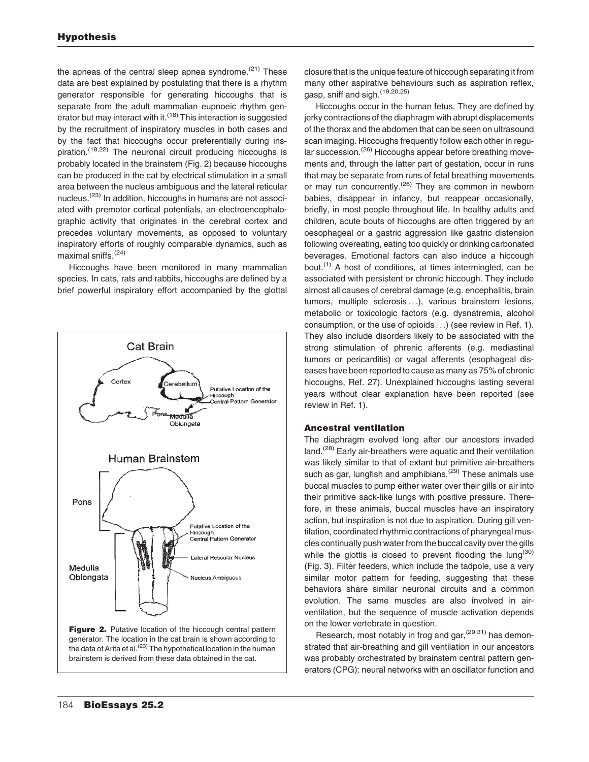the apneas of the central sleep apnea syndrome.[21] These data are best explained by postulating that there is a rhythm generator responsible for generating hiccoughs that is separate from the adult mammalian eupnoeic rhythm generator but may interact with it.[18] This interaction is suggested by the recruitment of inspiratory muscles in both cases and by the fact that hiccoughs occur preferentially during inspiration.[18,22] The neuronal circuit producing hiccoughs is probably located in the brainstem (Fig. 2) because hiccoughs can be produced in the cat by electrical stimulation in a small area between the nucleus ambiguous and the lateral reticular nucleus.[23] In addition, hiccoughs in humans are not associated with premotor cortical potentials, an electroencephalographic activity that originates in the cerebral cortex and precedes voluntary movements, as opposed to voluntary inspiratory efforts of roughly comparable dynamics, such as maximal sniffs.[24]

Hiccoughs have been monitored in many mammalian species. In cats, rats and rabbits, hiccoughs are defined by a brief powerful inspiratory effort accompanied by the glottal closure that is the unique feature of hiccough separating it from many other aspirative behaviours such as aspiration reflex, gasp, sniff and sigh.[19,20,25]

**Figure 2.** Putative location of the hiccough central pattern generator. The location in the cat brain is shown according to the data of Arita et al.[23] The hypothetical location in the human brainstem is derived from these data obtained in the cat.

Hiccoughs occur in the human fetus. They are defined by jerky contractions of the diaphragm with abrupt displacements of the thorax and the abdomen that can be seen on ultrasound scan imaging. Hiccoughs frequently follow each other in regular succession.[26] Hiccoughs appear before breathing movements and, through the latter part of gestation, occur in runs that may be separate from runs of fetal breathing movements or may run concurrently.[26] They are common in newborn babies, disappear in infancy, but reappear occasionally, briefly, in most people throughout life. In healthy adults and children, acute bouts of hiccoughs are often triggered by an oesophageal or a gastric aggression like gastric distension following overeating, eating too quickly or drinking carbonated beverages. Emotional factors can also induce a hiccough bout.[1] A host of conditions, at times intermingled, can be associated with persistent or chronic hiccough. They include almost all causes of cerebral damage (e.g. encephalitis, brain tumors, multiple sclerosis...), various brainstem lesions, metabolic or toxicologic factors (e.g. dysnatremia, alcohol consumption, or the use of opioids...) (see review in Ref. 1). They also include disorders likely to be associated with the strong stimulation of phrenic afferents (e.g. mediastinal tumors or pericarditis) or vagal afferents (esophageal diseases have been reported to cause as many as 75% of chronic hiccoughs, Ref. 27). Unexplained hiccoughs lasting several years without clear explanation have been reported (see review in Ref. 1).

### Ancestral ventilation

The diaphragm evolved long after our ancestors invaded land.[28] Early air-breathers were aquatic and their ventilation was likely similar to that of extant but primitive air-breathers such as gar, lungfish and amphibians.[29] These animals use buccal muscles to pump either water over their gills or air into their primitive sack-like lungs with positive pressure. Therefore, in these animals, buccal muscles have an inspiratory action, but inspiration is not due to aspiration. During gill ventilation, coordinated rhythmic contractions of pharyngeal muscles continually push water from the buccal cavity over the gills while the glottis is closed to prevent flooding the lung[30] (Fig. 3). Filter feeders, which include the tadpole, use a very similar motor pattern for feeding, suggesting that these behaviors share similar neuronal circuits and a common evolution. The same muscles are also involved in air-ventilation, but the sequence of muscle activation depends on the lower vertebrate in question.

Research, most notably in frog and gar,[29,31] has demonstrated that air-breathing and gill ventilation in our ancestors was probably orchestrated by brainstem central pattern generators (CPG): neural networks with an oscillator function and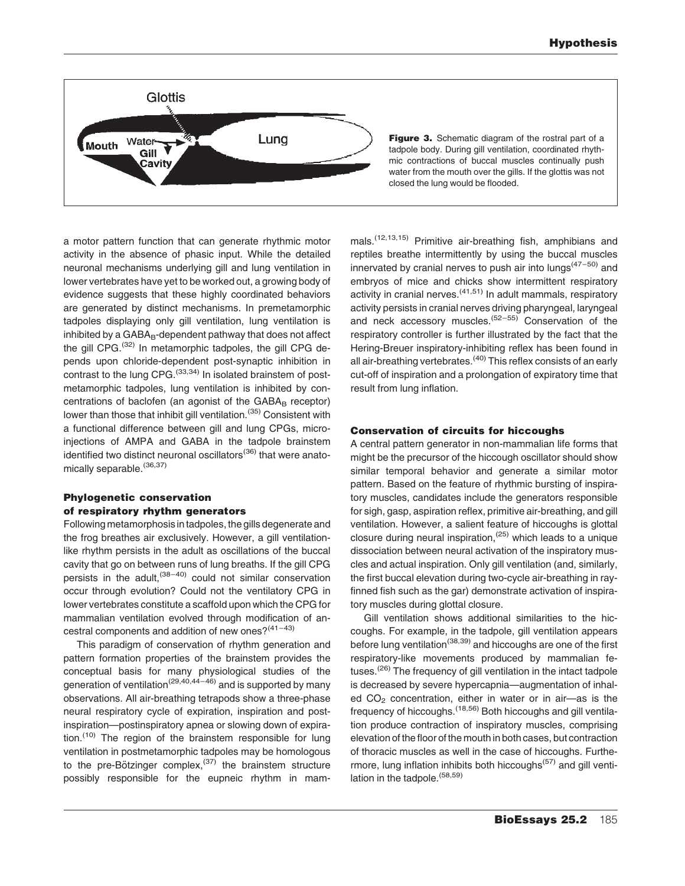Glottis

Mouth

Water

Gill

Cavity

Lung

**Figure 3.** Schematic diagram of the rostral part of a tadpole body. During gill ventilation, coordinated rhythmic contractions of buccal muscles continually push water from the mouth over the gills. If the glottis was not closed the lung would be flooded.

a motor pattern function that can generate rhythmic motor activity in the absence of phasic input. While the detailed neuronal mechanisms underlying gill and lung ventilation in lower vertebrates have yet to be worked out, a growing body of evidence suggests that these highly coordinated behaviors are generated by distinct mechanisms. In premetamorphic tadpoles displaying only gill ventilation, lung ventilation is inhibited by a $GABA_B$-dependent pathway that does not affect the gill CPG.[32] In metamorphic tadpoles, the gill CPG depends upon chloride-dependent post-synaptic inhibition in contrast to the lung CPG.[33,34] In isolated brainstem of postmetamorphic tadpoles, lung ventilation is inhibited by concentrations of baclofen (an agonist of the $GABA_B$ receptor) lower than those that inhibit gill ventilation.[35] Consistent with a functional difference between gill and lung CPGs, microinjections of AMPA and GABA in the tadpole brainstem identified two distinct neuronal oscillators[36] that were anatomically separable.[36,37]

### Phylogenetic conservation of respiratory rhythm generators

Following metamorphosis in tadpoles, the gills degenerate and the frog breathes air exclusively. However, a gill ventilation-like rhythm persists in the adult as oscillations of the buccal cavity that go on between runs of lung breaths. If the gill CPG persists in the adult,[38–40] could not similar conservation occur through evolution? Could not the ventilatory CPG in lower vertebrates constitute a scaffold upon which the CPG for mammalian ventilation evolved through modification of ancestral components and addition of new ones?[41–43]

This paradigm of conservation of rhythm generation and pattern formation properties of the brainstem provides the conceptual basis for many physiological studies of the generation of ventilation[29,40,44–46] and is supported by many observations. All air-breathing tetrapods show a three-phase neural respiratory cycle of expiration, inspiration and post-inspiration—postinspiratory apnea or slowing down of expiration.[10] The region of the brainstem responsible for lung ventilation in postmetamorphic tadpoles may be homologous to the pre-Bötzinger complex,[37] the brainstem structure possibly responsible for the eupneic rhythm in mammals.[12,13,15] Primitive air-breathing fish, amphibians and reptiles breathe intermittently by using the buccal muscles innervated by cranial nerves to push air into lungs[47–50] and embryos of mice and chicks show intermittent respiratory activity in cranial nerves.[41,51] In adult mammals, respiratory activity persists in cranial nerves driving pharyngeal, laryngeal and neck accessory muscles.[52–55] Conservation of the respiratory controller is further illustrated by the fact that the Hering-Breuer inspiratory-inhibiting reflex has been found in all air-breathing vertebrates.[40] This reflex consists of an early cut-off of inspiration and a prolongation of expiratory time that result from lung inflation.

### Conservation of circuits for hiccoughs

A central pattern generator in non-mammalian life forms that might be the precursor of the hiccough oscillator should show similar temporal behavior and generate a similar motor pattern. Based on the feature of rhythmic bursting of inspiratory muscles, candidates include the generators responsible for sigh, gasp, aspiration reflex, primitive air-breathing, and gill ventilation. However, a salient feature of hiccoughs is glottal closure during neural inspiration,[25] which leads to a unique dissociation between neural activation of the inspiratory muscles and actual inspiration. Only gill ventilation (and, similarly, the first buccal elevation during two-cycle air-breathing in ray-finned fish such as the gar) demonstrate activation of inspiratory muscles during glottal closure.

Gill ventilation shows additional similarities to the hiccoughs. For example, in the tadpole, gill ventilation appears before lung ventilation[38,39] and hiccoughs are one of the first respiratory-like movements produced by mammalian fetuses.[26] The frequency of gill ventilation in the intact tadpole is decreased by severe hypercapnia—augmentation of inhaled $CO_2$ concentration, either in water or in air—as is the frequency of hiccoughs.[18,56] Both hiccoughs and gill ventilation produce contraction of inspiratory muscles, comprising elevation of the floor of the mouth in both cases, but contraction of thoracic muscles as well in the case of hiccoughs. Furthermore, lung inflation inhibits both hiccoughs[57] and gill ventilation in the tadpole.[58,59]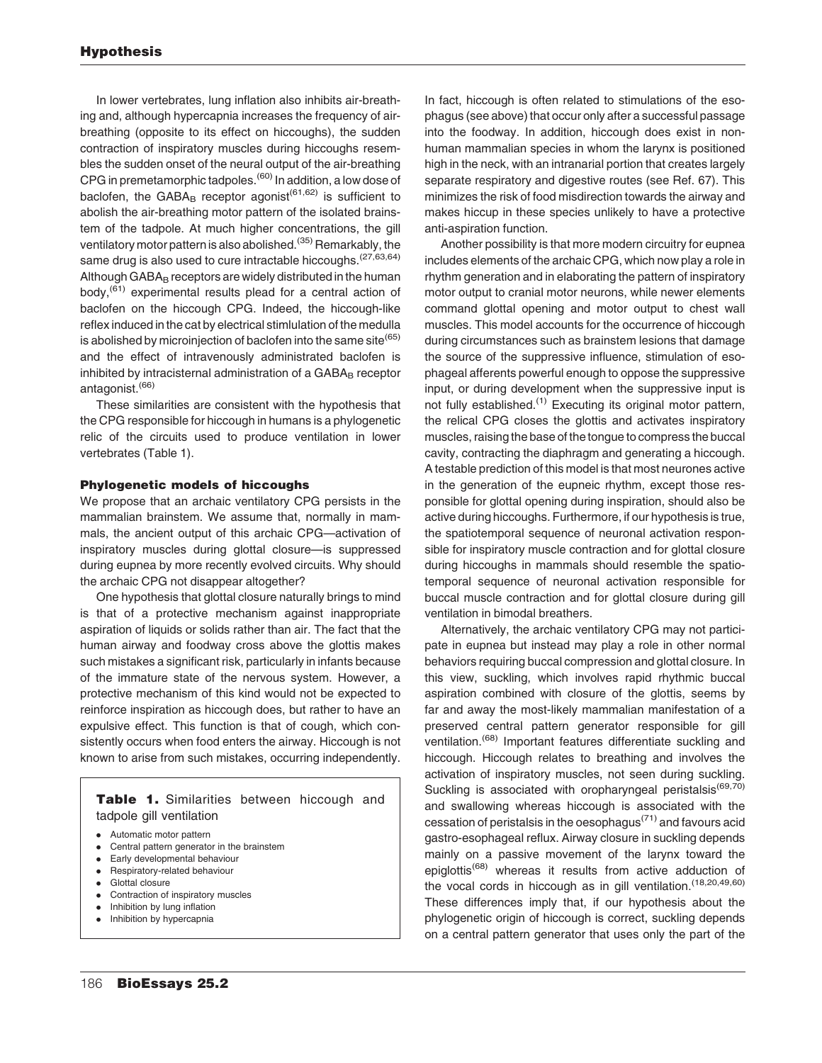In lower vertebrates, lung inflation also inhibits air-breathing and, although hypercapnia increases the frequency of air-breathing (opposite to its effect on hiccoughs), the sudden contraction of inspiratory muscles during hiccoughs resembles the sudden onset of the neural output of the air-breathing CPG in premetamorphic tadpoles.[60] In addition, a low dose of baclofen, the $GABA_B$ receptor agonist[61,62] is sufficient to abolish the air-breathing motor pattern of the isolated brainstem of the tadpole. At much higher concentrations, the gill ventilatory motor pattern is also abolished.[35] Remarkably, the same drug is also used to cure intractable hiccoughs.[27,63,64] Although $GABA_B$ receptors are widely distributed in the human body,[61] experimental results plead for a central action of baclofen on the hiccough CPG. Indeed, the hiccough-like reflex induced in the cat by electrical stimlulation of the medulla is abolished by microinjection of baclofen into the same site[65] and the effect of intravenously administrated baclofen is inhibited by intracisternal administration of a $GABA_B$ receptor antagonist.[66]

These similarities are consistent with the hypothesis that the CPG responsible for hiccough in humans is a phylogenetic relic of the circuits used to produce ventilation in lower vertebrates (Table 1).

### Phylogenetic models of hiccoughs

We propose that an archaic ventilatory CPG persists in the mammalian brainstem. We assume that, normally in mammals, the ancient output of this archaic CPG—activation of inspiratory muscles during glottal closure—is suppressed during eupnea by more recently evolved circuits. Why should the archaic CPG not disappear altogether?

One hypothesis that glottal closure naturally brings to mind is that of a protective mechanism against inappropriate aspiration of liquids or solids rather than air. The fact that the human airway and foodway cross above the glottis makes such mistakes a significant risk, particularly in infants because of the immature state of the nervous system. However, a protective mechanism of this kind would not be expected to reinforce inspiration as hiccough does, but rather to have an expulsive effect. This function is that of cough, which consistently occurs when food enters the airway. Hiccough is not known to arise from such mistakes, occurring independently.

**Table 1.** Similarities between hiccough and tadpole gill ventilation

- Automatic motor pattern
- Central pattern generator in the brainstem
- Early developmental behaviour
- Respiratory-related behaviour
- Glottal closure
- Contraction of inspiratory muscles
- Inhibition by lung inflation
- Inhibition by hypercapnia

In fact, hiccough is often related to stimulations of the esophagus (see above) that occur only after a successful passage into the foodway. In addition, hiccough does exist in non-human mammalian species in whom the larynx is positioned high in the neck, with an intranarial portion that creates largely separate respiratory and digestive routes (see Ref. 67). This minimizes the risk of food misdirection towards the airway and makes hiccup in these species unlikely to have a protective anti-aspiration function.

Another possibility is that more modern circuitry for eupnea includes elements of the archaic CPG, which now play a role in rhythm generation and in elaborating the pattern of inspiratory motor output to cranial motor neurons, while newer elements command glottal opening and motor output to chest wall muscles. This model accounts for the occurrence of hiccough during circumstances such as brainstem lesions that damage the source of the suppressive influence, stimulation of esophageal afferents powerful enough to oppose the suppressive input, or during development when the suppressive input is not fully established.[1] Executing its original motor pattern, the relical CPG closes the glottis and activates inspiratory muscles, raising the base of the tongue to compress the buccal cavity, contracting the diaphragm and generating a hiccough. A testable prediction of this model is that most neurones active in the generation of the eupneic rhythm, except those responsible for glottal opening during inspiration, should also be active during hiccoughs. Furthermore, if our hypothesis is true, the spatiotemporal sequence of neuronal activation responsible for inspiratory muscle contraction and for glottal closure during hiccoughs in mammals should resemble the spatiotemporal sequence of neuronal activation responsible for buccal muscle contraction and for glottal closure during gill ventilation in bimodal breathers.

Alternatively, the archaic ventilatory CPG may not participate in eupnea but instead may play a role in other normal behaviors requiring buccal compression and glottal closure. In this view, suckling, which involves rapid rhythmic buccal aspiration combined with closure of the glottis, seems by far and away the most-likely mammalian manifestation of a preserved central pattern generator responsible for gill ventilation.[68] Important features differentiate suckling and hiccough. Hiccough relates to breathing and involves the activation of inspiratory muscles, not seen during suckling. Suckling is associated with oropharyngeal peristalsis[69,70] and swallowing whereas hiccough is associated with the cessation of peristalsis in the oesophagus[71] and favours acid gastro-esophageal reflux. Airway closure in suckling depends mainly on a passive movement of the larynx toward the epiglottis[68] whereas it results from active adduction of the vocal cords in hiccough as in gill ventilation.[18,20,49,60] These differences imply that, if our hypothesis about the phylogenetic origin of hiccough is correct, suckling depends on a central pattern generator that uses only the part of the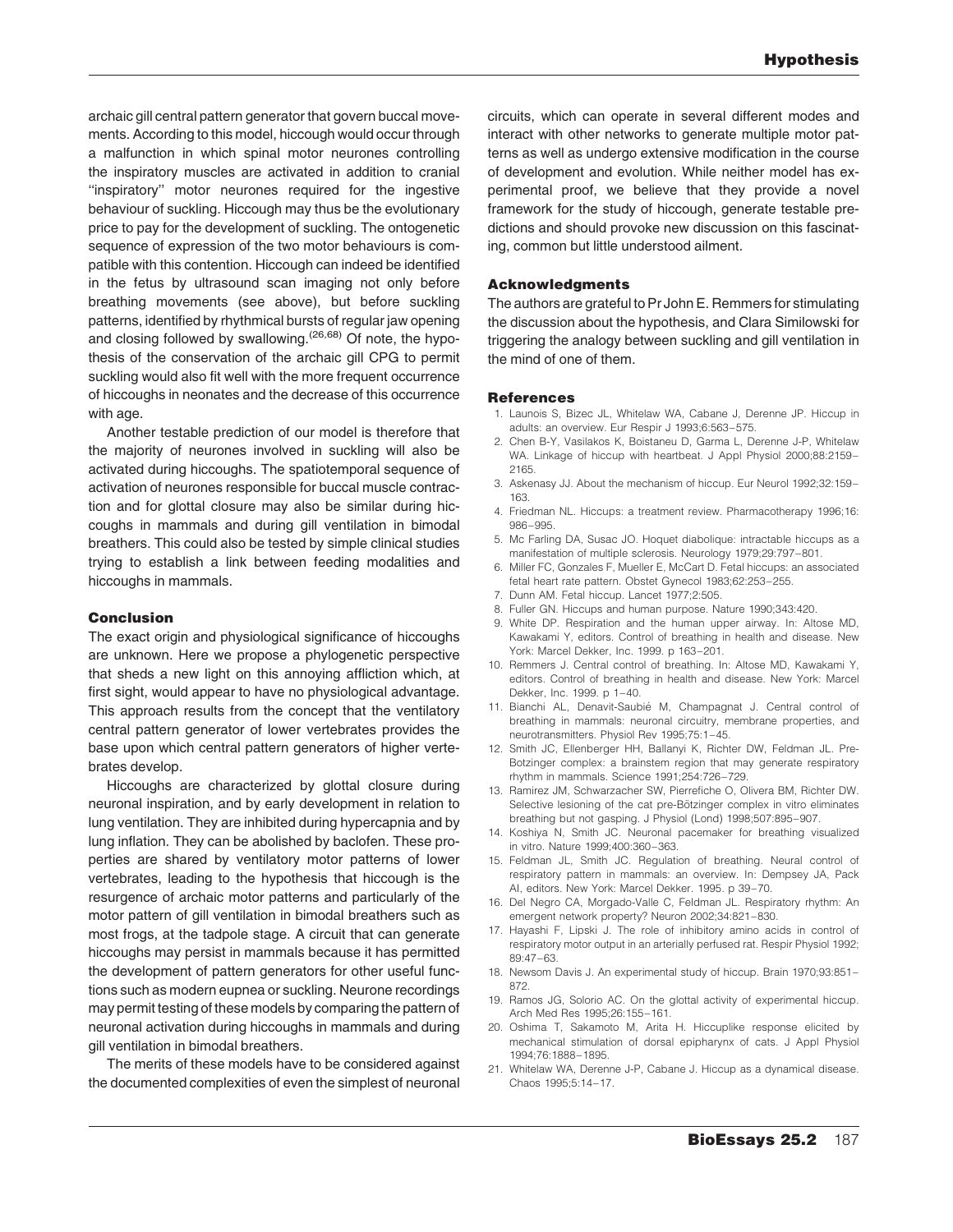archaic gill central pattern generator that govern buccal movements. According to this model, hiccough would occur through a malfunction in which spinal motor neurones controlling the inspiratory muscles are activated in addition to cranial ''inspiratory'' motor neurones required for the ingestive behaviour of suckling. Hiccough may thus be the evolutionary price to pay for the development of suckling. The ontogenetic sequence of expression of the two motor behaviours is compatible with this contention. Hiccough can indeed be identified in the fetus by ultrasound scan imaging not only before breathing movements (see above), but before suckling patterns, identified by rhythmical bursts of regular jaw opening and closing followed by swallowing.[26,68] Of note, the hypothesis of the conservation of the archaic gill CPG to permit suckling would also fit well with the more frequent occurrence of hiccoughs in neonates and the decrease of this occurrence with age.

Another testable prediction of our model is therefore that the majority of neurones involved in suckling will also be activated during hiccoughs. The spatiotemporal sequence of activation of neurones responsible for buccal muscle contraction and for glottal closure may also be similar during hiccoughs in mammals and during gill ventilation in bimodal breathers. This could also be tested by simple clinical studies trying to establish a link between feeding modalities and hiccoughs in mammals.

## Conclusion

The exact origin and physiological significance of hiccoughs are unknown. Here we propose a phylogenetic perspective that sheds a new light on this annoying affliction which, at first sight, would appear to have no physiological advantage. This approach results from the concept that the ventilatory central pattern generator of lower vertebrates provides the base upon which central pattern generators of higher vertebrates develop.

Hiccoughs are characterized by glottal closure during neuronal inspiration, and by early development in relation to lung ventilation. They are inhibited during hypercapnia and by lung inflation. They can be abolished by baclofen. These properties are shared by ventilatory motor patterns of lower vertebrates, leading to the hypothesis that hiccough is the resurgence of archaic motor patterns and particularly of the motor pattern of gill ventilation in bimodal breathers such as most frogs, at the tadpole stage. A circuit that can generate hiccoughs may persist in mammals because it has permitted the development of pattern generators for other useful functions such as modern eupnea or suckling. Neurone recordings may permit testing of these models by comparing the pattern of neuronal activation during hiccoughs in mammals and during gill ventilation in bimodal breathers.

The merits of these models have to be considered against the documented complexities of even the simplest of neuronal circuits, which can operate in several different modes and interact with other networks to generate multiple motor patterns as well as undergo extensive modification in the course of development and evolution. While neither model has experimental proof, we believe that they provide a novel framework for the study of hiccough, generate testable predictions and should provoke new discussion on this fascinating, common but little understood ailment.

## Acknowledgments

The authors are grateful to Pr John E. Remmers for stimulating the discussion about the hypothesis, and Clara Similowski for triggering the analogy between suckling and gill ventilation in the mind of one of them.

## References

1. Launois S, Bizec JL, Whitelaw WA, Cabane J, Derenne JP. Hiccup in adults: an overview. Eur Respir J 1993;6:563–575.
2. Chen B-Y, Vasilakos K, Boistaneu D, Garma L, Derenne J-P, Whitelaw WA. Linkage of hiccup with heartbeat. J Appl Physiol 2000;88:2159–2165.
3. Askenasy JJ. About the mechanism of hiccup. Eur Neurol 1992;32:159–163.
4. Friedman NL. Hiccups: a treatment review. Pharmacotherapy 1996;16:986–995.
5. Mc Farling DA, Susac JO. Hoquet diabolique: intractable hiccups as a manifestation of multiple sclerosis. Neurology 1979;29:797–801.
6. Miller FC, Gonzales F, Mueller E, McCart D. Fetal hiccups: an associated fetal heart rate pattern. Obstet Gynecol 1983;62:253–255.
7. Dunn AM. Fetal hiccup. Lancet 1977;2:505.
8. Fuller GN. Hiccups and human purpose. Nature 1990;343:420.
9. White DP. Respiration and the human upper airway. In: Altose MD, Kawakami Y, editors. Control of breathing in health and disease. New York: Marcel Dekker, Inc. 1999. p 163–201.
10. Remmers J. Central control of breathing. In: Altose MD, Kawakami Y, editors. Control of breathing in health and disease. New York: Marcel Dekker, Inc. 1999. p 1–40.
11. Bianchi AL, Denavit-Saubié M, Champagnat J. Central control of breathing in mammals: neuronal circuitry, membrane properties, and neurotransmitters. Physiol Rev 1995;75:1–45.
12. Smith JC, Ellenberger HH, Ballanyi K, Richter DW, Feldman JL. Pre-Botzinger complex: a brainstem region that may generate respiratory rhythm in mammals. Science 1991;254:726–729.
13. Ramirez JM, Schwarzacher SW, Pierrefiche O, Olivera BM, Richter DW. Selective lesioning of the cat pre-Bötzinger complex in vitro eliminates breathing but not gasping. J Physiol (Lond) 1998;507:895–907.
14. Koshiya N, Smith JC. Neuronal pacemaker for breathing visualized in vitro. Nature 1999;400:360–363.
15. Feldman JL, Smith JC. Regulation of breathing. Neural control of respiratory pattern in mammals: an overview. In: Dempsey JA, Pack AI, editors. New York: Marcel Dekker. 1995. p 39–70.
16. Del Negro CA, Morgado-Valle C, Feldman JL. Respiratory rhythm: An emergent network property? Neuron 2002;34:821–830.
17. Hayashi F, Lipski J. The role of inhibitory amino acids in control of respiratory motor output in an arterially perfused rat. Respir Physiol 1992;89:47–63.
18. Newsom Davis J. An experimental study of hiccup. Brain 1970;93:851–872.
19. Ramos JG, Solorio AC. On the glottal activity of experimental hiccup. Arch Med Res 1995;26:155–161.
20. Oshima T, Sakamoto M, Arita H. Hiccuplike response elicited by mechanical stimulation of dorsal epipharynx of cats. J Appl Physiol 1994;76:1888–1895.
21. Whitelaw WA, Derenne J-P, Cabane J. Hiccup as a dynamical disease. Chaos 1995;5:14–17.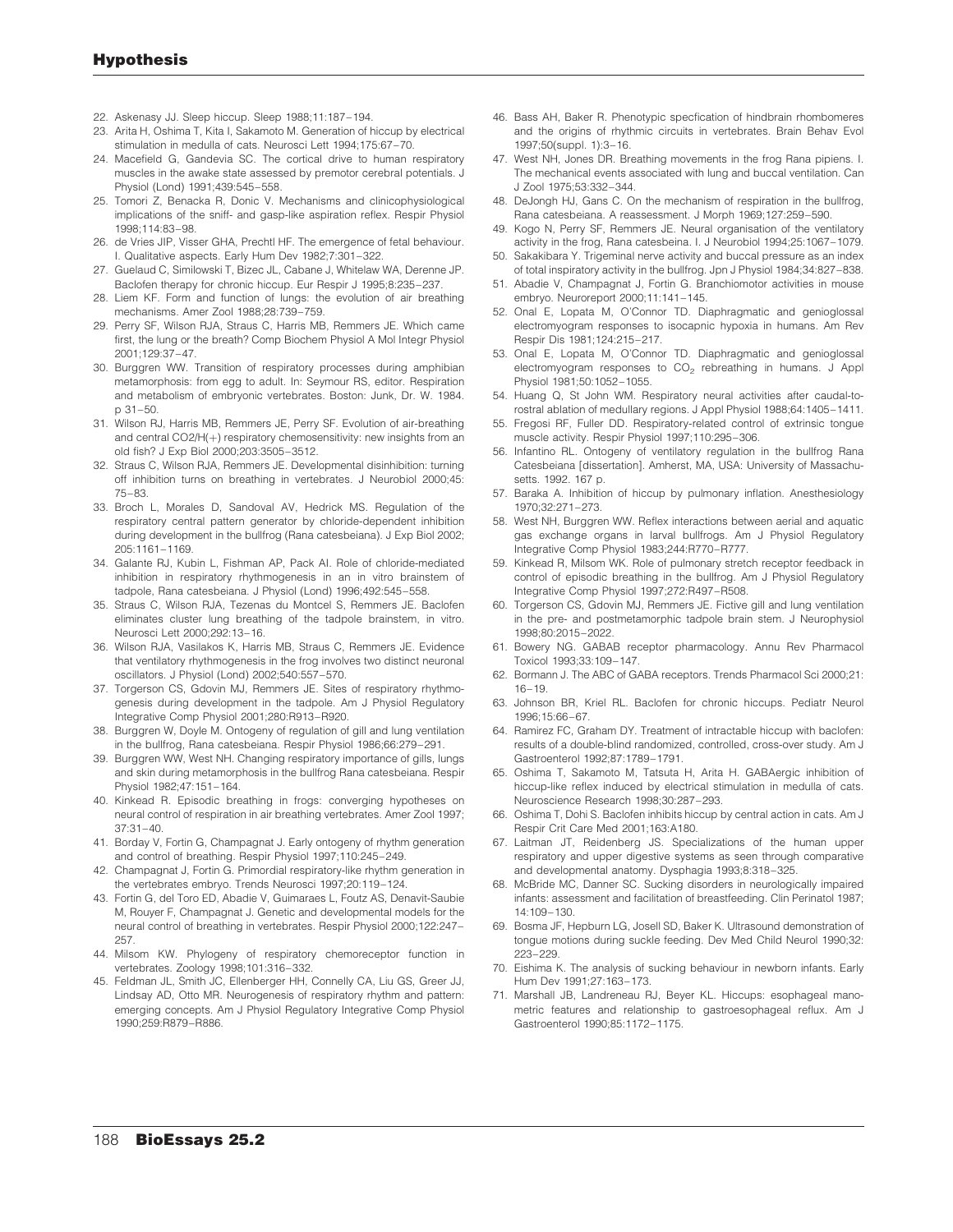22. Askenasy JJ. Sleep hiccup. Sleep 1988;11:187–194.
23. Arita H, Oshima T, Kita I, Sakamoto M. Generation of hiccup by electrical stimulation in medulla of cats. Neurosci Lett 1994;175:67–70.
24. Macefield G, Gandevia SC. The cortical drive to human respiratory muscles in the awake state assessed by premotor cerebral potentials. J Physiol (Lond) 1991;439:545–558.
25. Tomori Z, Benacka R, Donic V. Mechanisms and clinicophysiological implications of the sniff- and gasp-like aspiration reflex. Respir Physiol 1998;114:83–98.
26. de Vries JIP, Visser GHA, Prechtl HF. The emergence of fetal behaviour. I. Qualitative aspects. Early Hum Dev 1982;7:301–322.
27. Guelaud C, Similowski T, Bizec JL, Cabane J, Whitelaw WA, Derenne JP. Baclofen therapy for chronic hiccup. Eur Respir J 1995;8:235–237.
28. Liem KF. Form and function of lungs: the evolution of air breathing mechanisms. Amer Zool 1988;28:739–759.
29. Perry SF, Wilson RJA, Straus C, Harris MB, Remmers JE. Which came first, the lung or the breath? Comp Biochem Physiol A Mol Integr Physiol 2001;129:37–47.
30. Burggren WW. Transition of respiratory processes during amphibian metamorphosis: from egg to adult. In: Seymour RS, editor. Respiration and metabolism of embryonic vertebrates. Boston: Junk, Dr. W. 1984. p 31–50.
31. Wilson RJ, Harris MB, Remmers JE, Perry SF. Evolution of air-breathing and central CO2/H(+) respiratory chemosensitivity: new insights from an old fish? J Exp Biol 2000;203:3505–3512.
32. Straus C, Wilson RJA, Remmers JE. Developmental disinhibition: turning off inhibition turns on breathing in vertebrates. J Neurobiol 2000;45: 75–83.
33. Broch L, Morales D, Sandoval AV, Hedrick MS. Regulation of the respiratory central pattern generator by chloride-dependent inhibition during development in the bullfrog (Rana catesbeiana). J Exp Biol 2002; 205:1161–1169.
34. Galante RJ, Kubin L, Fishman AP, Pack AI. Role of chloride-mediated inhibition in respiratory rhythmogenesis in an in vitro brainstem of tadpole, Rana catesbeiana. J Physiol (Lond) 1996;492:545–558.
35. Straus C, Wilson RJA, Tezenas du Montcel S, Remmers JE. Baclofen eliminates cluster lung breathing of the tadpole brainstem, in vitro. Neurosci Lett 2000;292:13–16.
36. Wilson RJA, Vasilakos K, Harris MB, Straus C, Remmers JE. Evidence that ventilatory rhythmogenesis in the frog involves two distinct neuronal oscillators. J Physiol (Lond) 2002;540:557–570.
37. Torgerson CS, Gdovin MJ, Remmers JE. Sites of respiratory rhythmogenesis during development in the tadpole. Am J Physiol Regulatory Integrative Comp Physiol 2001;280:R913–R920.
38. Burggren W, Doyle M. Ontogeny of regulation of gill and lung ventilation in the bullfrog, Rana catesbeiana. Respir Physiol 1986;66:279–291.
39. Burggren WW, West NH. Changing respiratory importance of gills, lungs and skin during metamorphosis in the bullfrog Rana catesbeiana. Respir Physiol 1982;47:151–164.
40. Kinkead R. Episodic breathing in frogs: converging hypotheses on neural control of respiration in air breathing vertebrates. Amer Zool 1997; 37:31–40.
41. Borday V, Fortin G, Champagnat J. Early ontogeny of rhythm generation and control of breathing. Respir Physiol 1997;110:245–249.
42. Champagnat J, Fortin G. Primordial respiratory-like rhythm generation in the vertebrates embryo. Trends Neurosci 1997;20:119–124.
43. Fortin G, del Toro ED, Abadie V, Guimaraes L, Foutz AS, Denavit-Saubie M, Rouyer F, Champagnat J. Genetic and developmental models for the neural control of breathing in vertebrates. Respir Physiol 2000;122:247–257.
44. Milsom KW. Phylogeny of respiratory chemoreceptor function in vertebrates. Zoology 1998;101:316–332.
45. Feldman JL, Smith JC, Ellenberger HH, Connelly CA, Liu GS, Greer JJ, Lindsay AD, Otto MR. Neurogenesis of respiratory rhythm and pattern: emerging concepts. Am J Physiol Regulatory Integrative Comp Physiol 1990;259:R879–R886.
46. Bass AH, Baker R. Phenotypic specfication of hindbrain rhombomeres and the origins of rhythmic circuits in vertebrates. Brain Behav Evol 1997;50(suppl. 1):3–16.
47. West NH, Jones DR. Breathing movements in the frog Rana pipiens. I. The mechanical events associated with lung and buccal ventilation. Can J Zool 1975;53:332–344.
48. DeJongh HJ, Gans C. On the mechanism of respiration in the bullfrog, Rana catesbeiana. A reassessment. J Morph 1969;127:259–590.
49. Kogo N, Perry SF, Remmers JE. Neural organisation of the ventilatory activity in the frog, Rana catesbeina. I. J Neurobiol 1994;25:1067–1079.
50. Sakakibara Y. Trigeminal nerve activity and buccal pressure as an index of total inspiratory activity in the bullfrog. Jpn J Physiol 1984;34:827–838.
51. Abadie V, Champagnat J, Fortin G. Branchiomotor activities in mouse embryo. Neuroreport 2000;11:141–145.
52. Onal E, Lopata M, O'Connor TD. Diaphragmatic and genioglossal electromyogram responses to isocapnic hypoxia in humans. Am Rev Respir Dis 1981;124:215–217.
53. Onal E, Lopata M, O'Connor TD. Diaphragmatic and genioglossal electromyogram responses to $CO_2$ rebreathing in humans. J Appl Physiol 1981;50:1052–1055.
54. Huang Q, St John WM. Respiratory neural activities after caudal-to-rostral ablation of medullary regions. J Appl Physiol 1988;64:1405–1411.
55. Fregosi RF, Fuller DD. Respiratory-related control of extrinsic tongue muscle activity. Respir Physiol 1997;110:295–306.
56. Infantino RL. Ontogeny of ventilatory regulation in the bullfrog Rana Catesbeiana [dissertation]. Amherst, MA, USA: University of Massachusetts. 1992. 167 p.
57. Baraka A. Inhibition of hiccup by pulmonary inflation. Anesthesiology 1970;32:271–273.
58. West NH, Burggren WW. Reflex interactions between aerial and aquatic gas exchange organs in larval bullfrogs. Am J Physiol Regulatory Integrative Comp Physiol 1983;244:R770–R777.
59. Kinkead R, Milsom WK. Role of pulmonary stretch receptor feedback in control of episodic breathing in the bullfrog. Am J Physiol Regulatory Integrative Comp Physiol 1997;272:R497–R508.
60. Torgerson CS, Gdovin MJ, Remmers JE. Fictive gill and lung ventilation in the pre- and postmetamorphic tadpole brain stem. J Neurophysiol 1998;80:2015–2022.
61. Bowery NG. GABAB receptor pharmacology. Annu Rev Pharmacol Toxicol 1993;33:109–147.
62. Bormann J. The ABC of GABA receptors. Trends Pharmacol Sci 2000;21: 16–19.
63. Johnson BR, Kriel RL. Baclofen for chronic hiccups. Pediatr Neurol 1996;15:66–67.
64. Ramirez FC, Graham DY. Treatment of intractable hiccup with baclofen: results of a double-blind randomized, controlled, cross-over study. Am J Gastroenterol 1992;87:1789–1791.
65. Oshima T, Sakamoto M, Tatsuta H, Arita H. GABAergic inhibition of hiccup-like reflex induced by electrical stimulation in medulla of cats. Neuroscience Research 1998;30:287–293.
66. Oshima T, Dohi S. Baclofen inhibits hiccup by central action in cats. Am J Respir Crit Care Med 2001;163:A180.
67. Laitman JT, Reidenberg JS. Specializations of the human upper respiratory and upper digestive systems as seen through comparative and developmental anatomy. Dysphagia 1993;8:318–325.
68. McBride MC, Danner SC. Sucking disorders in neurologically impaired infants: assessment and facilitation of breastfeeding. Clin Perinatol 1987; 14:109–130.
69. Bosma JF, Hepburn LG, Josell SD, Baker K. Ultrasound demonstration of tongue motions during suckle feeding. Dev Med Child Neurol 1990;32: 223–229.
70. Eishima K. The analysis of sucking behaviour in newborn infants. Early Hum Dev 1991;27:163–173.
71. Marshall JB, Landreneau RJ, Beyer KL. Hiccups: esophageal manometric features and relationship to gastroesophageal reflux. Am J Gastroenterol 1990;85:1172–1175.